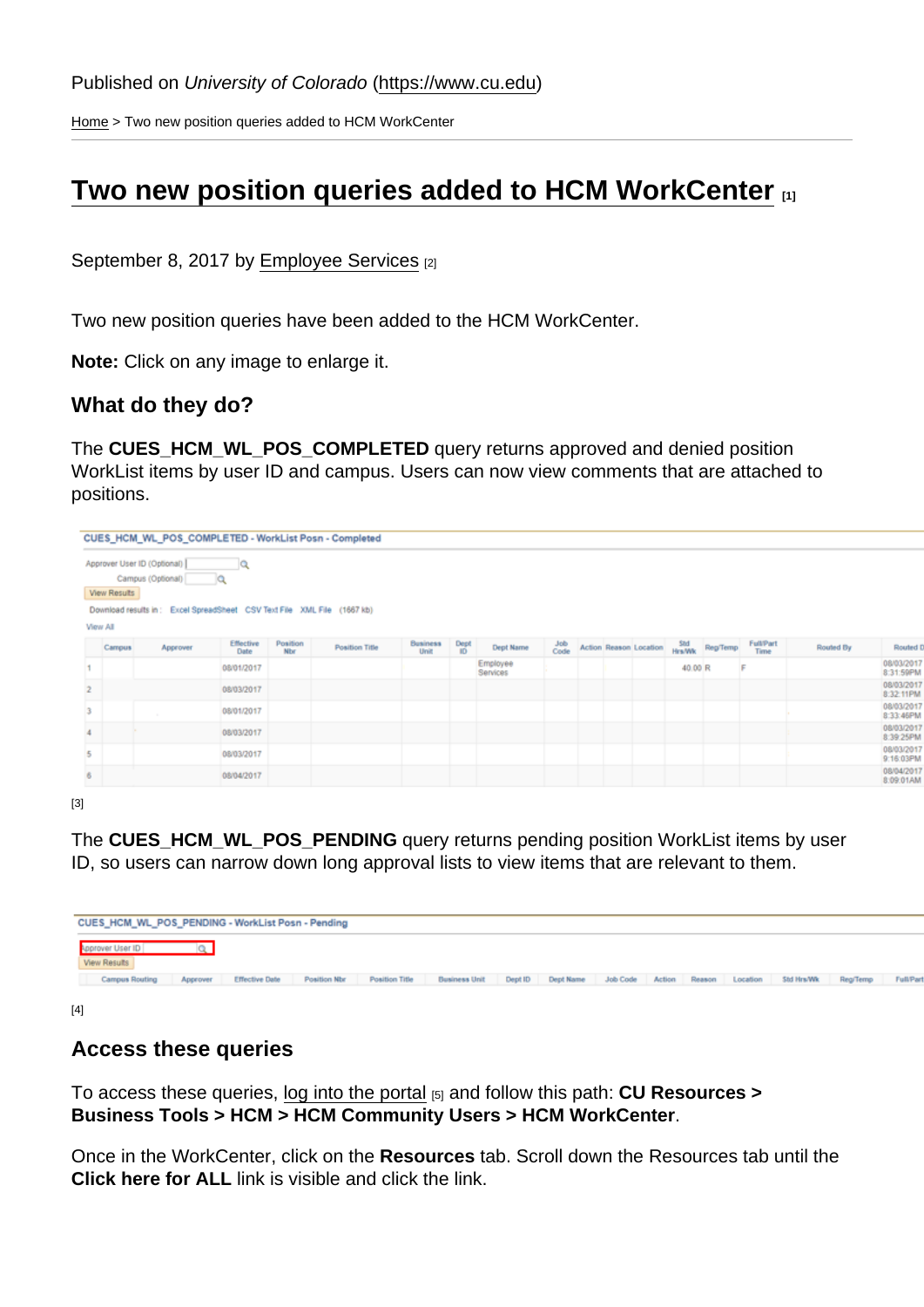Published on *University of Colorado* (https://www.cu.edu)

Home > Two new position queries added to HCM WorkCenter

# Two new position queries added to HCM WorkCenter [1]

September 8, 2017 by Employee Services [2]

Two new position queries have been added to the HCM WorkCenter.

**Note:** Click on any image to enlarge it.

### What do they do?

The **CUES_HCM_WL_POS_COMPLETED** query returns approved and denied position WorkList items by user ID and campus. Users can now view comments that are attached to positions.

[3]

The **CUES_HCM_WL_POS_PENDING** query returns pending position WorkList items by user ID, so users can narrow down long approval lists to view items that are relevant to them.

[4]

### Access these queries

To access these queries, log into the portal [5] and follow this path: **CU Resources > Business Tools > HCM > HCM Community Users > HCM WorkCenter**.

Once in the WorkCenter, click on the **Resources** tab. Scroll down the Resources tab until the **Click here for ALL** link is visible and click the link.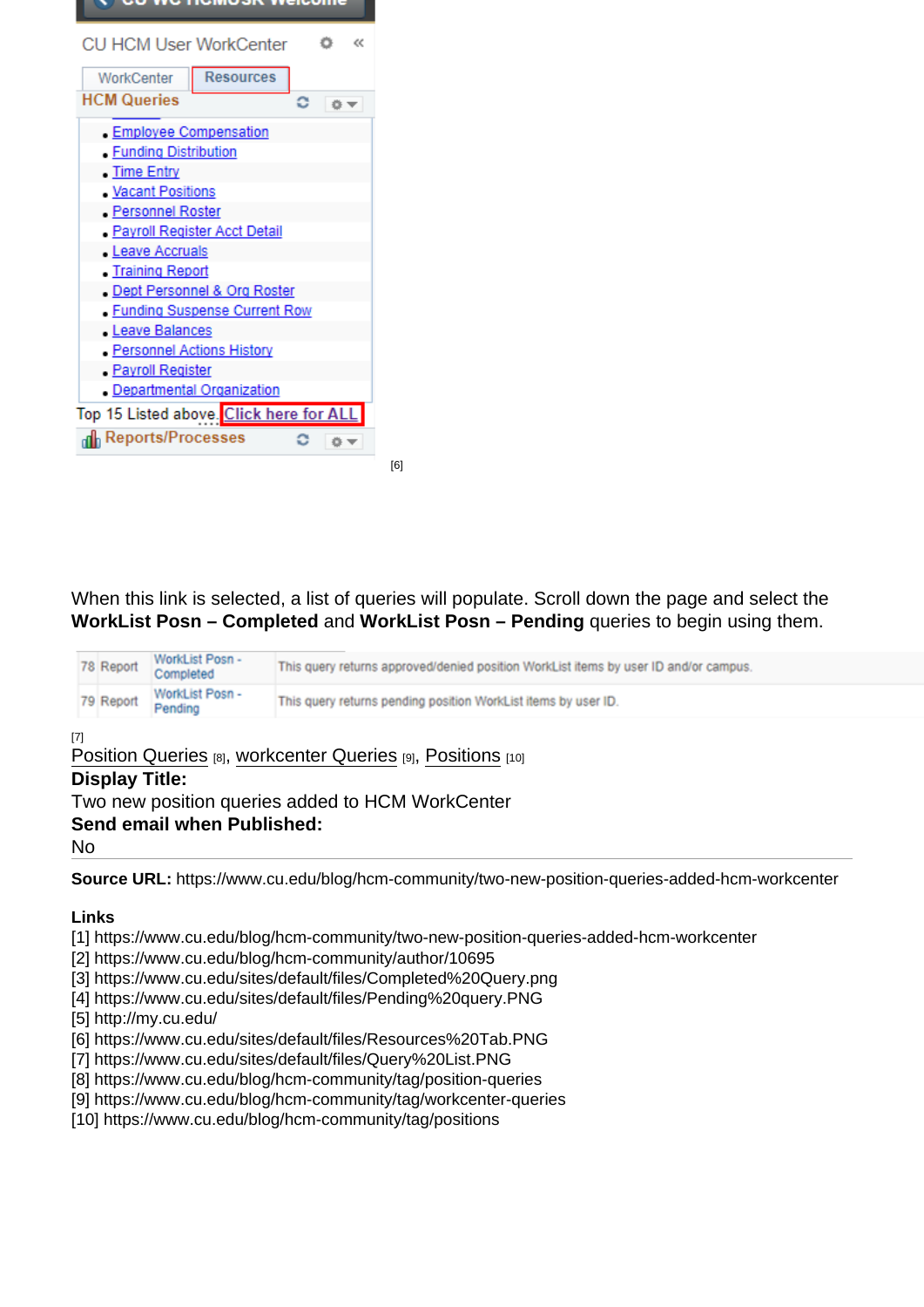[6]

When this link is selected, a list of queries will populate. Scroll down the page and select the **WorkList Posn – Completed** and **WorkList Posn – Pending** queries to begin using them.

[7]

Position Queries [8], workcenter Queries [9], Positions [10]

**Display Title:**

Two new position queries added to HCM WorkCenter

**Send email when Published:**

No

---

**Source URL:** https://www.cu.edu/blog/hcm-community/two-new-position-queries-added-hcm-workcenter

**Links**

[1] https://www.cu.edu/blog/hcm-community/two-new-position-queries-added-hcm-workcenter
[2] https://www.cu.edu/blog/hcm-community/author/10695
[3] https://www.cu.edu/sites/default/files/Completed%20Query.png
[4] https://www.cu.edu/sites/default/files/Pending%20query.PNG
[5] http://my.cu.edu/
[6] https://www.cu.edu/sites/default/files/Resources%20Tab.PNG
[7] https://www.cu.edu/sites/default/files/Query%20List.PNG
[8] https://www.cu.edu/blog/hcm-community/tag/position-queries
[9] https://www.cu.edu/blog/hcm-community/tag/workcenter-queries
[10] https://www.cu.edu/blog/hcm-community/tag/positions